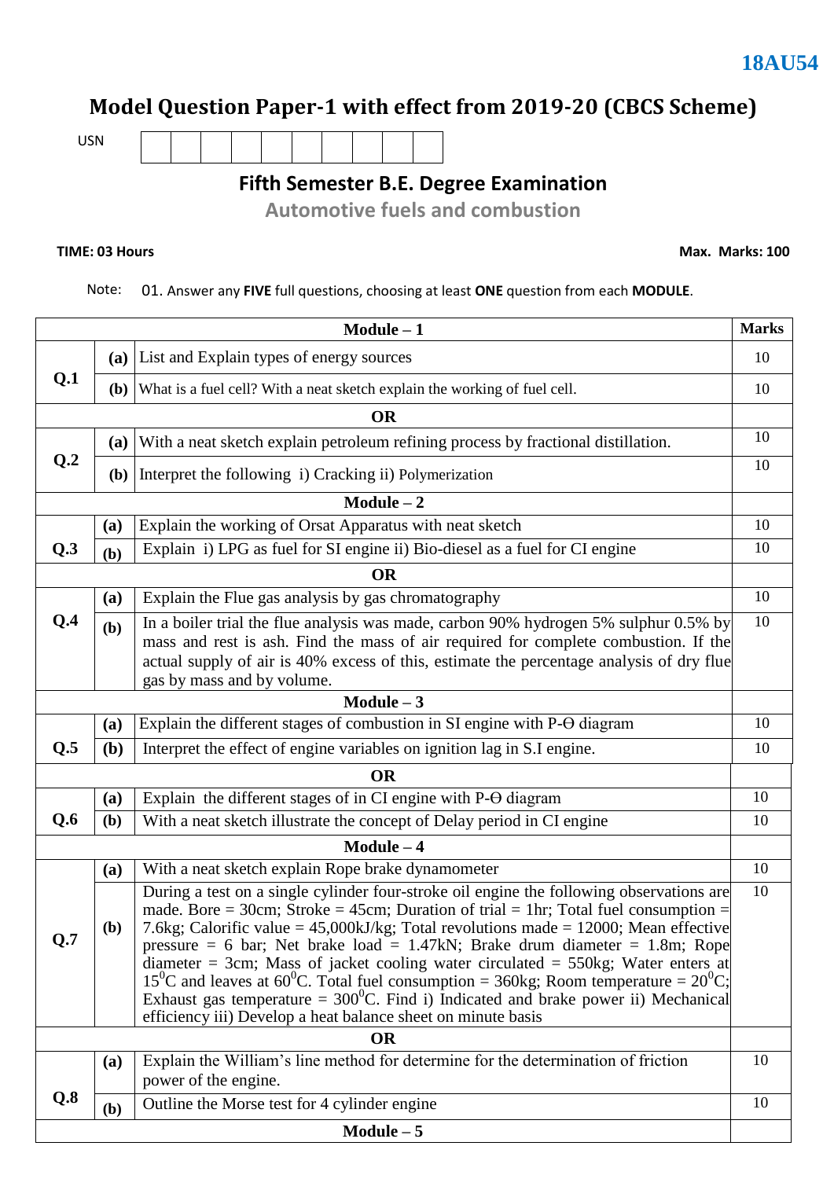**18AU54**

# Model Question Paper-1 with effect from 2019-20 (CBCS Scheme)

USN | | | | | | | | | |

## Fifth Semester B.E. Degree Examination

## Automotive fuels and combustion

**TIME: 03 Hours** **Max. Marks: 100**

Note: 01. Answer any **FIVE** full questions, choosing at least **ONE** question from each **MODULE**.

| | | **Module – 1** | **Marks** |
|---|---|---|---|
| **Q.1** | **(a)** | List and Explain types of energy sources | 10 |
| | **(b)** | What is a fuel cell? With a neat sketch explain the working of fuel cell. | 10 |
| | | **OR** | |
| **Q.2** | **(a)** | With a neat sketch explain petroleum refining process by fractional distillation. | 10 |
| | **(b)** | Interpret the following i) Cracking ii) Polymerization | 10 |
| | | **Module – 2** | |
| **Q.3** | **(a)** | Explain the working of Orsat Apparatus with neat sketch | 10 |
| | **(b)** | Explain i) LPG as fuel for SI engine ii) Bio-diesel as a fuel for CI engine | 10 |
| | | **OR** | |
| **Q.4** | **(a)** | Explain the Flue gas analysis by gas chromatography | 10 |
| | **(b)** | In a boiler trial the flue analysis was made, carbon 90% hydrogen 5% sulphur 0.5% by mass and rest is ash. Find the mass of air required for complete combustion. If the actual supply of air is 40% excess of this, estimate the percentage analysis of dry flue gas by mass and by volume. | 10 |
| | | **Module – 3** | |
| **Q.5** | **(a)** | Explain the different stages of combustion in SI engine with P-Θ diagram | 10 |
| | **(b)** | Interpret the effect of engine variables on ignition lag in S.I engine. | 10 |
| | | **OR** | |
| **Q.6** | **(a)** | Explain the different stages of in CI engine with P-Θ diagram | 10 |
| | **(b)** | With a neat sketch illustrate the concept of Delay period in CI engine | 10 |
| | | **Module – 4** | |
| **Q.7** | **(a)** | With a neat sketch explain Rope brake dynamometer | 10 |
| | **(b)** | During a test on a single cylinder four-stroke oil engine the following observations are made. Bore = 30cm; Stroke = 45cm; Duration of trial = 1hr; Total fuel consumption = 7.6kg; Calorific value = 45,000kJ/kg; Total revolutions made = 12000; Mean effective pressure = 6 bar; Net brake load = 1.47kN; Brake drum diameter = 1.8m; Rope diameter = 3cm; Mass of jacket cooling water circulated = 550kg; Water enters at $15^0$C and leaves at $60^0$C. Total fuel consumption = 360kg; Room temperature = $20^0$C; Exhaust gas temperature = $300^0$C. Find i) Indicated and brake power ii) Mechanical efficiency iii) Develop a heat balance sheet on minute basis | 10 |
| | | **OR** | |
| **Q.8** | **(a)** | Explain the William's line method for determine for the determination of friction power of the engine. | 10 |
| | **(b)** | Outline the Morse test for 4 cylinder engine | 10 |
| | | **Module – 5** | |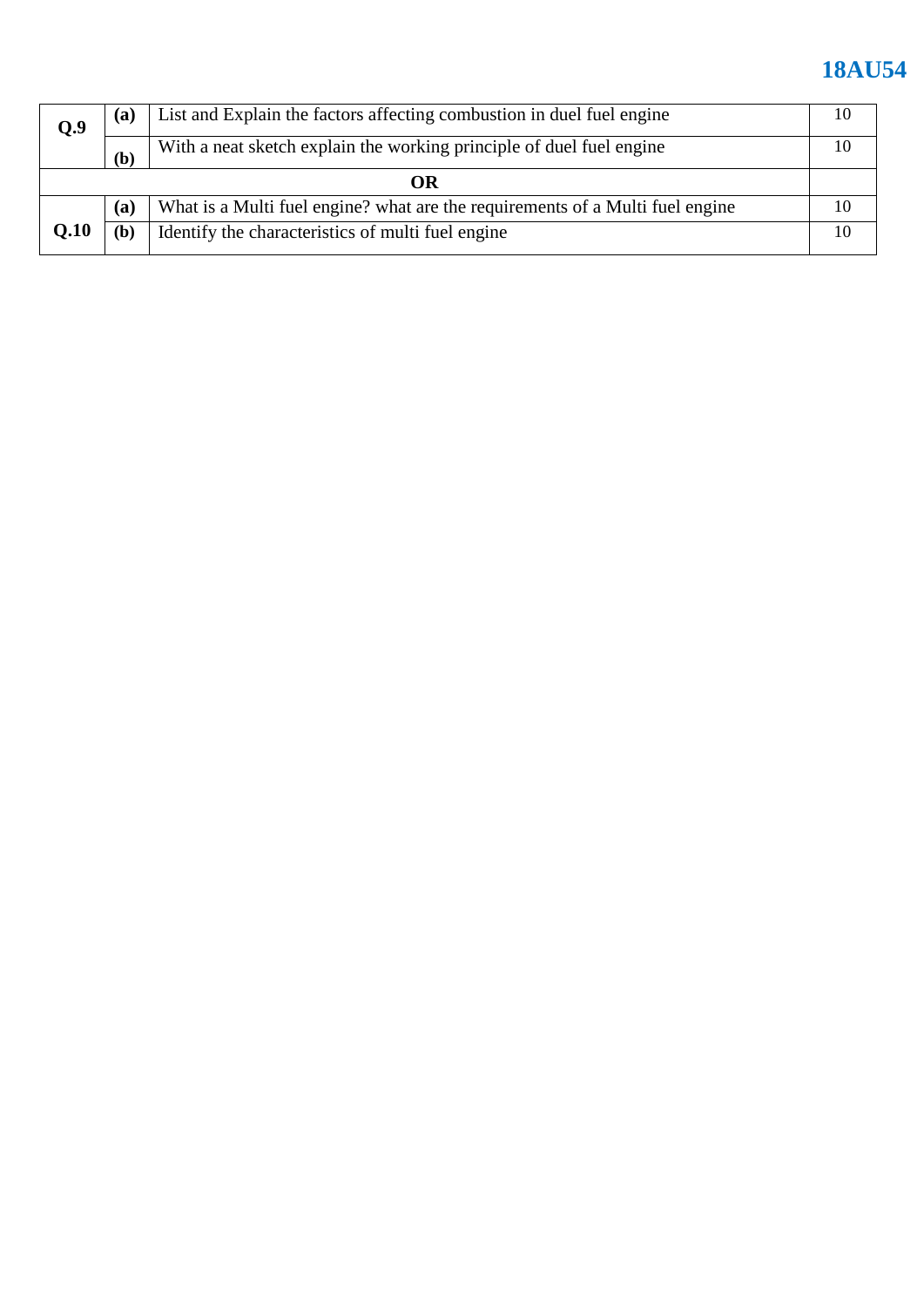| | | | |
|---|---|---|---|
| **Q.9** | **(a)** | List and Explain the factors affecting combustion in duel fuel engine | 10 |
| | **(b)** | With a neat sketch explain the working principle of duel fuel engine | 10 |
| **OR** | | | |
| **Q.10** | **(a)** | What is a Multi fuel engine? what are the requirements of a Multi fuel engine | 10 |
| | **(b)** | Identify the characteristics of multi fuel engine | 10 |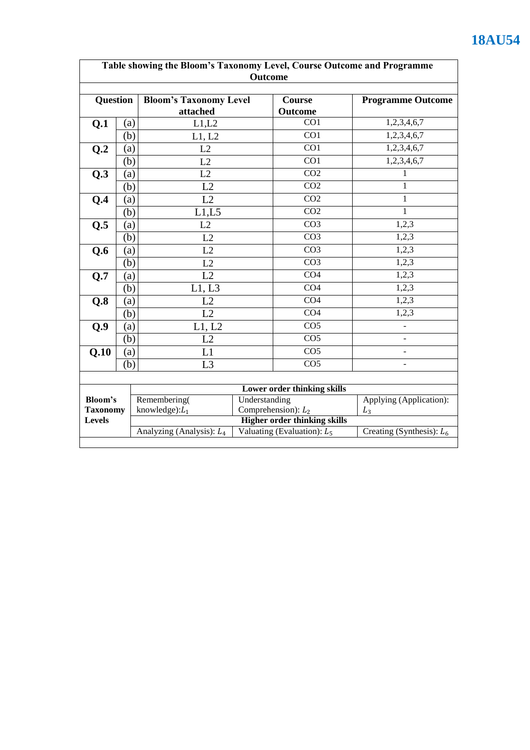**Table showing the Bloom's Taxonomy Level, Course Outcome and Programme Outcome**

| Question | | Bloom's Taxonomy Level attached | Course Outcome | Programme Outcome |
|---|---|---|---|---|
| **Q.1** | (a) | L1,L2 | CO1 | 1,2,3,4,6,7 |
| | (b) | L1, L2 | CO1 | 1,2,3,4,6,7 |
| **Q.2** | (a) | L2 | CO1 | 1,2,3,4,6,7 |
| | (b) | L2 | CO1 | 1,2,3,4,6,7 |
| **Q.3** | (a) | L2 | CO2 | 1 |
| | (b) | L2 | CO2 | 1 |
| **Q.4** | (a) | L2 | CO2 | 1 |
| | (b) | L1,L5 | CO2 | 1 |
| **Q.5** | (a) | L2 | CO3 | 1,2,3 |
| | (b) | L2 | CO3 | 1,2,3 |
| **Q.6** | (a) | L2 | CO3 | 1,2,3 |
| | (b) | L2 | CO3 | 1,2,3 |
| **Q.7** | (a) | L2 | CO4 | 1,2,3 |
| | (b) | L1, L3 | CO4 | 1,2,3 |
| **Q.8** | (a) | L2 | CO4 | 1,2,3 |
| | (b) | L2 | CO4 | 1,2,3 |
| **Q.9** | (a) | L1, L2 | CO5 | - |
| | (b) | L2 | CO5 | - |
| **Q.10** | (a) | L1 | CO5 | - |
| | (b) | L3 | CO5 | - |

| **Bloom's Taxonomy Levels** | | | |
|---|---|---|---|
| | **Lower order thinking skills** | | |
| | Remembering( knowledge): $L_1$ | Understanding Comprehension): $L_2$ | Applying (Application): $L_3$ |
| | **Higher order thinking skills** | | |
| | Analyzing (Analysis): $L_4$ | Valuating (Evaluation): $L_5$ | Creating (Synthesis): $L_6$ |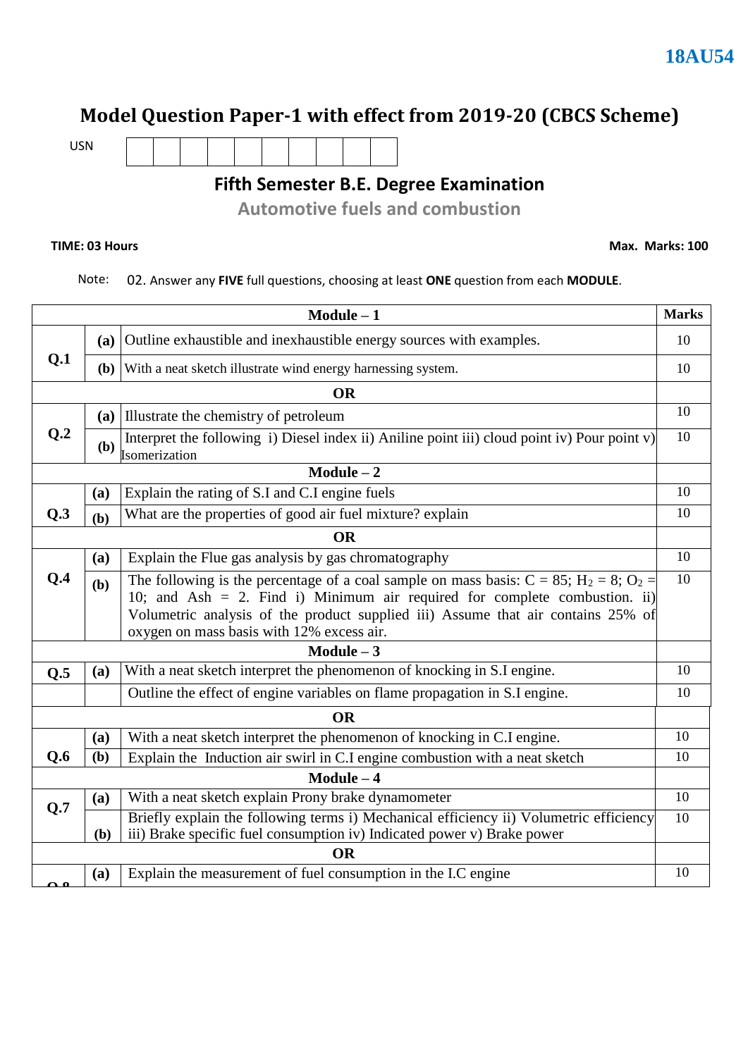**18AU54**

# Model Question Paper-1 with effect from 2019-20 (CBCS Scheme)

USN | | | | | | | | | |

## Fifth Semester B.E. Degree Examination

### Automotive fuels and combustion

**TIME: 03 Hours** **Max. Marks: 100**

Note: 02. Answer any **FIVE** full questions, choosing at least **ONE** question from each **MODULE**.

| | | **Module – 1** | **Marks** |
|---|---|---|---|
| **Q.1** | **(a)** | Outline exhaustible and inexhaustible energy sources with examples. | 10 |
| | **(b)** | With a neat sketch illustrate wind energy harnessing system. | 10 |
| | | **OR** | |
| **Q.2** | **(a)** | Illustrate the chemistry of petroleum | 10 |
| | **(b)** | Interpret the following i) Diesel index ii) Aniline point iii) cloud point iv) Pour point v) Isomerization | 10 |
| | | **Module – 2** | |
| **Q.3** | **(a)** | Explain the rating of S.I and C.I engine fuels | 10 |
| | **(b)** | What are the properties of good air fuel mixture? explain | 10 |
| | | **OR** | |
| **Q.4** | **(a)** | Explain the Flue gas analysis by gas chromatography | 10 |
| | **(b)** | The following is the percentage of a coal sample on mass basis: C = 85; $H_2$ = 8; $O_2$ = 10; and Ash = 2. Find i) Minimum air required for complete combustion. ii) Volumetric analysis of the product supplied iii) Assume that air contains 25% of oxygen on mass basis with 12% excess air. | 10 |
| | | **Module – 3** | |
| **Q.5** | **(a)** | With a neat sketch interpret the phenomenon of knocking in S.I engine. | 10 |
| | | Outline the effect of engine variables on flame propagation in S.I engine. | 10 |
| | | **OR** | |
| **Q.6** | **(a)** | With a neat sketch interpret the phenomenon of knocking in C.I engine. | 10 |
| | **(b)** | Explain the Induction air swirl in C.I engine combustion with a neat sketch | 10 |
| | | **Module – 4** | |
| **Q.7** | **(a)** | With a neat sketch explain Prony brake dynamometer | 10 |
| | **(b)** | Briefly explain the following terms i) Mechanical efficiency ii) Volumetric efficiency iii) Brake specific fuel consumption iv) Indicated power v) Brake power | 10 |
| | | **OR** | |
| **Q.8** | **(a)** | Explain the measurement of fuel consumption in the I.C engine | 10 |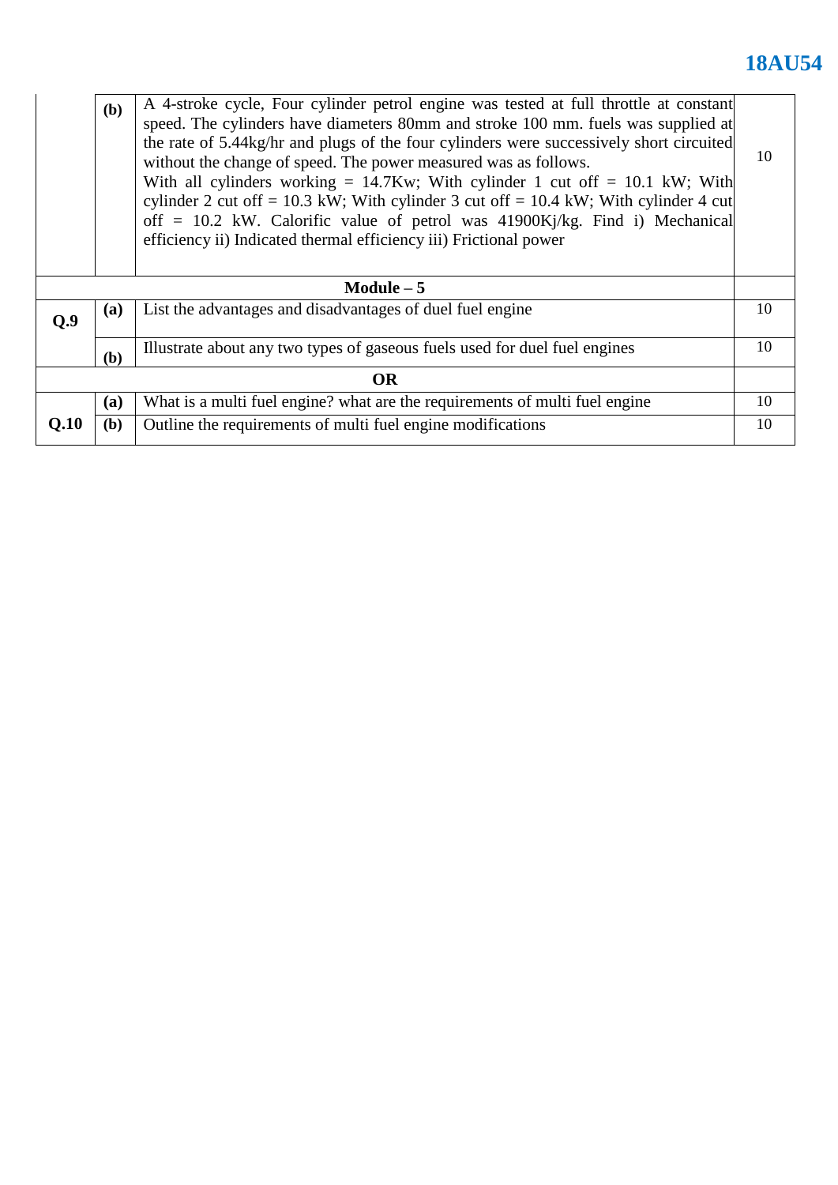| | | | |
|---|---|---|---|
| | **(b)** | A 4-stroke cycle, Four cylinder petrol engine was tested at full throttle at constant speed. The cylinders have diameters 80mm and stroke 100 mm. fuels was supplied at the rate of 5.44kg/hr and plugs of the four cylinders were successively short circuited without the change of speed. The power measured was as follows. With all cylinders working = 14.7Kw; With cylinder 1 cut off = 10.1 kW; With cylinder 2 cut off = 10.3 kW; With cylinder 3 cut off = 10.4 kW; With cylinder 4 cut off = 10.2 kW. Calorific value of petrol was 41900Kj/kg. Find i) Mechanical efficiency ii) Indicated thermal efficiency iii) Frictional power | 10 |
| **Module – 5** | | | |
| **Q.9** | **(a)** | List the advantages and disadvantages of duel fuel engine | 10 |
| | **(b)** | Illustrate about any two types of gaseous fuels used for duel fuel engines | 10 |
| **OR** | | | |
| **Q.10** | **(a)** | What is a multi fuel engine? what are the requirements of multi fuel engine | 10 |
| | **(b)** | Outline the requirements of multi fuel engine modifications | 10 |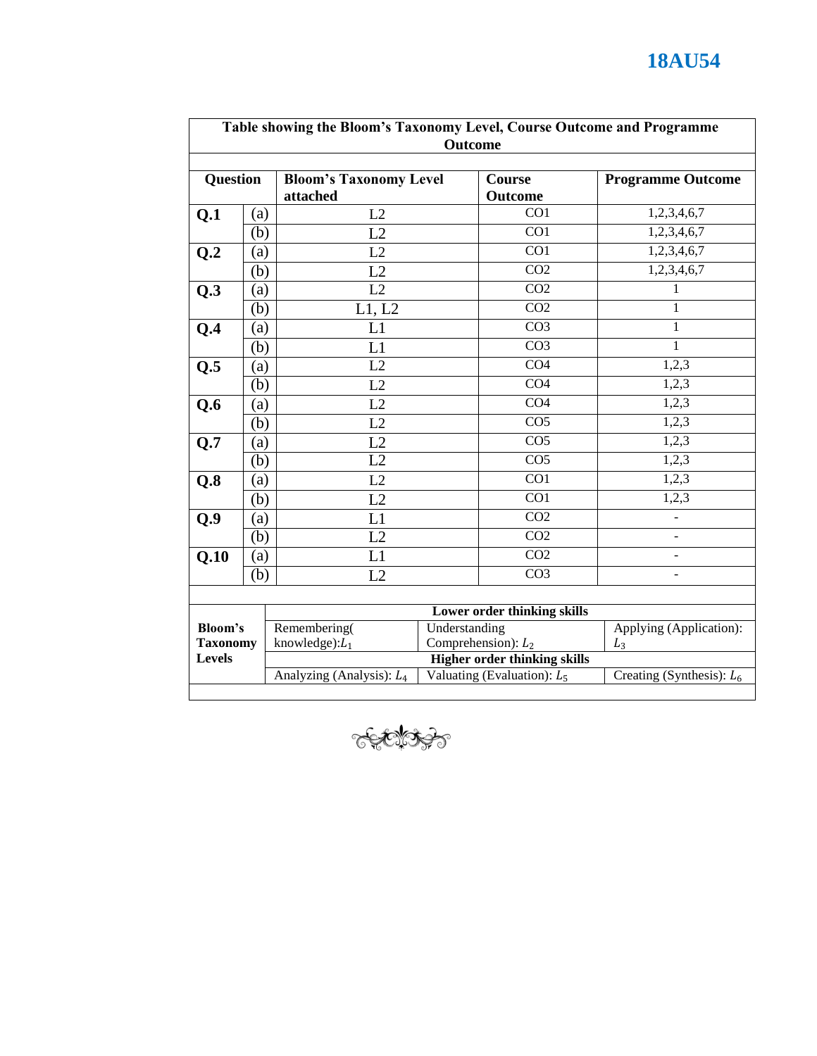**Table showing the Bloom's Taxonomy Level, Course Outcome and Programme Outcome**

| Question | | Bloom's Taxonomy Level attached | Course Outcome | Programme Outcome |
|---|---|---|---|---|
| **Q.1** | (a) | L2 | CO1 | 1,2,3,4,6,7 |
| | (b) | L2 | CO1 | 1,2,3,4,6,7 |
| **Q.2** | (a) | L2 | CO1 | 1,2,3,4,6,7 |
| | (b) | L2 | CO2 | 1,2,3,4,6,7 |
| **Q.3** | (a) | L2 | CO2 | 1 |
| | (b) | L1, L2 | CO2 | 1 |
| **Q.4** | (a) | L1 | CO3 | 1 |
| | (b) | L1 | CO3 | 1 |
| **Q.5** | (a) | L2 | CO4 | 1,2,3 |
| | (b) | L2 | CO4 | 1,2,3 |
| **Q.6** | (a) | L2 | CO4 | 1,2,3 |
| | (b) | L2 | CO5 | 1,2,3 |
| **Q.7** | (a) | L2 | CO5 | 1,2,3 |
| | (b) | L2 | CO5 | 1,2,3 |
| **Q.8** | (a) | L2 | CO1 | 1,2,3 |
| | (b) | L2 | CO1 | 1,2,3 |
| **Q.9** | (a) | L1 | CO2 | - |
| | (b) | L2 | CO2 | - |
| **Q.10** | (a) | L1 | CO2 | - |
| | (b) | L2 | CO3 | - |

| | | | |
|---|---|---|---|
| **Bloom's Taxonomy Levels** | **Lower order thinking skills** | | |
| | Remembering( knowledge): $L_1$ | Understanding Comprehension): $L_2$ | Applying (Application): $L_3$ |
| | **Higher order thinking skills** | | |
| | Analyzing (Analysis): $L_4$ | Valuating (Evaluation): $L_5$ | Creating (Synthesis): $L_6$ |